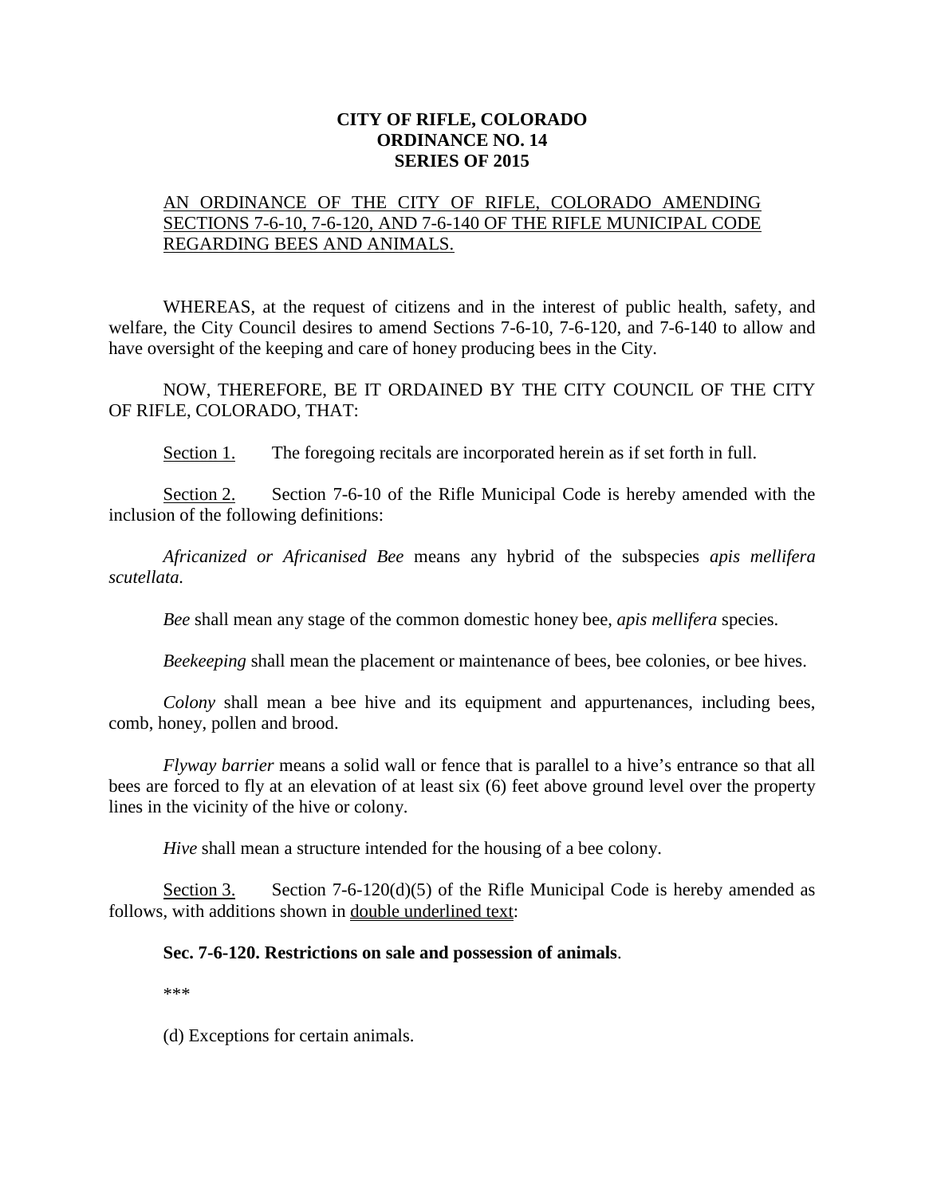**CITY OF RIFLE, COLORADO**
**ORDINANCE NO. 14**
**SERIES OF 2015**

<u>AN ORDINANCE OF THE CITY OF RIFLE, COLORADO AMENDING SECTIONS 7-6-10, 7-6-120, AND 7-6-140 OF THE RIFLE MUNICIPAL CODE REGARDING BEES AND ANIMALS.</u>

WHEREAS, at the request of citizens and in the interest of public health, safety, and welfare, the City Council desires to amend Sections 7-6-10, 7-6-120, and 7-6-140 to allow and have oversight of the keeping and care of honey producing bees in the City.

NOW, THEREFORE, BE IT ORDAINED BY THE CITY COUNCIL OF THE CITY OF RIFLE, COLORADO, THAT:

<u>Section 1.</u> The foregoing recitals are incorporated herein as if set forth in full.

<u>Section 2.</u> Section 7-6-10 of the Rifle Municipal Code is hereby amended with the inclusion of the following definitions:

*Africanized or Africanised Bee* means any hybrid of the subspecies *apis mellifera scutellata.*

*Bee* shall mean any stage of the common domestic honey bee, *apis mellifera* species.

*Beekeeping* shall mean the placement or maintenance of bees, bee colonies, or bee hives.

*Colony* shall mean a bee hive and its equipment and appurtenances, including bees, comb, honey, pollen and brood.

*Flyway barrier* means a solid wall or fence that is parallel to a hive's entrance so that all bees are forced to fly at an elevation of at least six (6) feet above ground level over the property lines in the vicinity of the hive or colony.

*Hive* shall mean a structure intended for the housing of a bee colony.

<u>Section 3.</u> Section 7-6-120(d)(5) of the Rifle Municipal Code is hereby amended as follows, with additions shown in <u>double underlined text</u>:

**Sec. 7-6-120. Restrictions on sale and possession of animals**.

\*\*\*

(d) Exceptions for certain animals.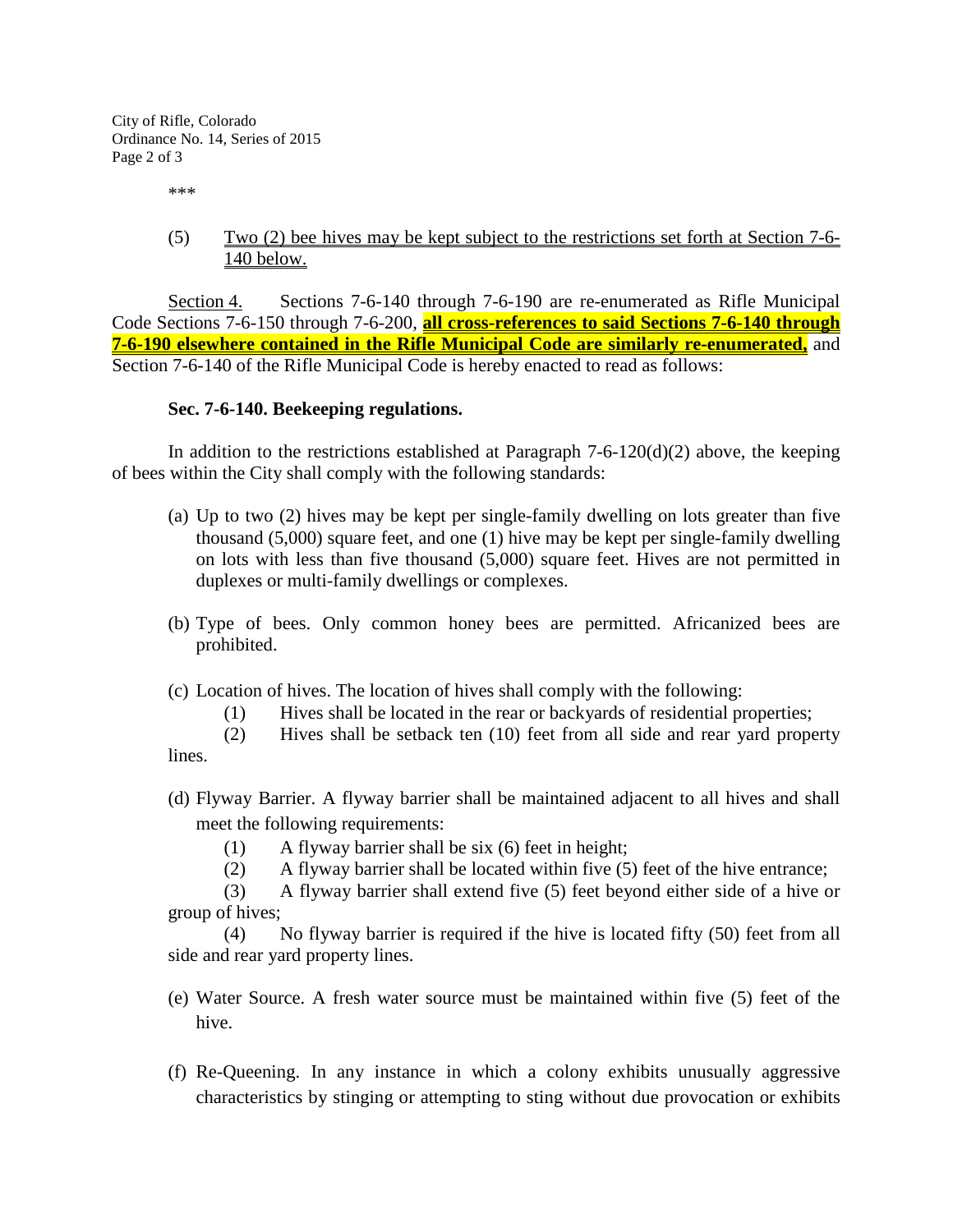\*\*\*

(5) <u>Two (2) bee hives may be kept subject to the restrictions set forth at Section 7-6-140 below.</u>

<u>Section 4.</u> Sections 7-6-140 through 7-6-190 are re-enumerated as Rifle Municipal Code Sections 7-6-150 through 7-6-200, **<u>all cross-references to said Sections 7-6-140 through 7-6-190 elsewhere contained in the Rifle Municipal Code are similarly re-enumerated,</u>** and Section 7-6-140 of the Rifle Municipal Code is hereby enacted to read as follows:

**Sec. 7-6-140. Beekeeping regulations.**

In addition to the restrictions established at Paragraph 7-6-120(d)(2) above, the keeping of bees within the City shall comply with the following standards:

(a) Up to two (2) hives may be kept per single-family dwelling on lots greater than five thousand (5,000) square feet, and one (1) hive may be kept per single-family dwelling on lots with less than five thousand (5,000) square feet. Hives are not permitted in duplexes or multi-family dwellings or complexes.

(b) Type of bees. Only common honey bees are permitted. Africanized bees are prohibited.

(c) Location of hives. The location of hives shall comply with the following:

(1) Hives shall be located in the rear or backyards of residential properties;

(2) Hives shall be setback ten (10) feet from all side and rear yard property lines.

(d) Flyway Barrier. A flyway barrier shall be maintained adjacent to all hives and shall meet the following requirements:

(1) A flyway barrier shall be six (6) feet in height;

(2) A flyway barrier shall be located within five (5) feet of the hive entrance;

(3) A flyway barrier shall extend five (5) feet beyond either side of a hive or group of hives;

(4) No flyway barrier is required if the hive is located fifty (50) feet from all side and rear yard property lines.

(e) Water Source. A fresh water source must be maintained within five (5) feet of the hive.

(f) Re-Queening. In any instance in which a colony exhibits unusually aggressive characteristics by stinging or attempting to sting without due provocation or exhibits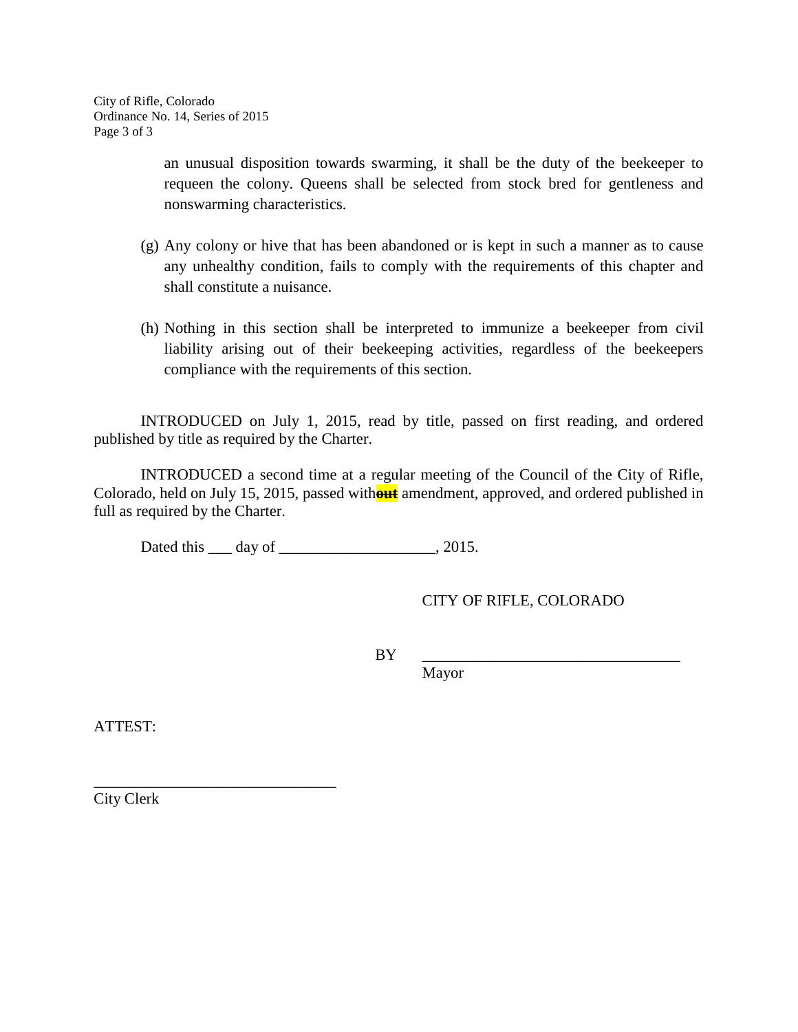an unusual disposition towards swarming, it shall be the duty of the beekeeper to requeen the colony. Queens shall be selected from stock bred for gentleness and nonswarming characteristics.

(g) Any colony or hive that has been abandoned or is kept in such a manner as to cause any unhealthy condition, fails to comply with the requirements of this chapter and shall constitute a nuisance.

(h) Nothing in this section shall be interpreted to immunize a beekeeper from civil liability arising out of their beekeeping activities, regardless of the beekeepers compliance with the requirements of this section.

INTRODUCED on July 1, 2015, read by title, passed on first reading, and ordered published by title as required by the Charter.

INTRODUCED a second time at a regular meeting of the Council of the City of Rifle, Colorado, held on July 15, 2015, passed with~~out~~ amendment, approved, and ordered published in full as required by the Charter.

Dated this ___ day of ___________________, 2015.

CITY OF RIFLE, COLORADO

BY ________________________________
Mayor

ATTEST:

______________________________
City Clerk